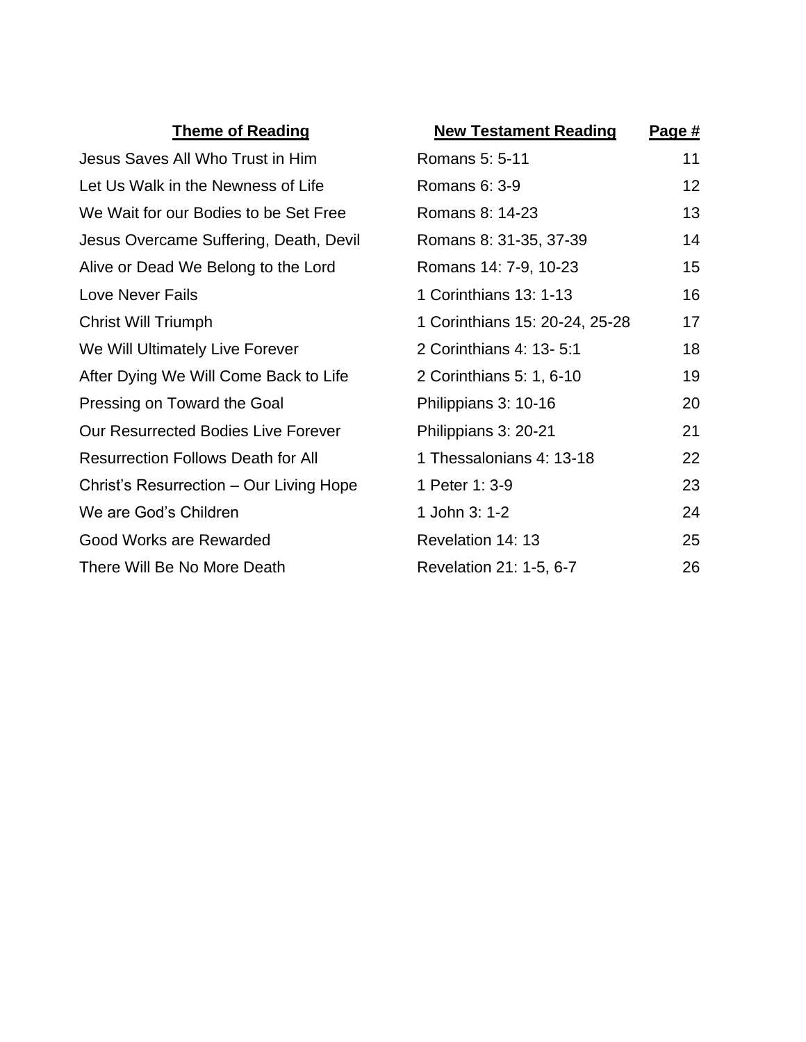| Theme of Reading | New Testament Reading | Page # |
|---|---|---|
| Jesus Saves All Who Trust in Him | Romans 5: 5-11 | 11 |
| Let Us Walk in the Newness of Life | Romans 6: 3-9 | 12 |
| We Wait for our Bodies to be Set Free | Romans 8: 14-23 | 13 |
| Jesus Overcame Suffering, Death, Devil | Romans 8: 31-35, 37-39 | 14 |
| Alive or Dead We Belong to the Lord | Romans 14: 7-9, 10-23 | 15 |
| Love Never Fails | 1 Corinthians 13: 1-13 | 16 |
| Christ Will Triumph | 1 Corinthians 15: 20-24, 25-28 | 17 |
| We Will Ultimately Live Forever | 2 Corinthians 4: 13- 5:1 | 18 |
| After Dying We Will Come Back to Life | 2 Corinthians 5: 1, 6-10 | 19 |
| Pressing on Toward the Goal | Philippians 3: 10-16 | 20 |
| Our Resurrected Bodies Live Forever | Philippians 3: 20-21 | 21 |
| Resurrection Follows Death for All | 1 Thessalonians 4: 13-18 | 22 |
| Christ's Resurrection – Our Living Hope | 1 Peter 1: 3-9 | 23 |
| We are God's Children | 1 John 3: 1-2 | 24 |
| Good Works are Rewarded | Revelation 14: 13 | 25 |
| There Will Be No More Death | Revelation 21: 1-5, 6-7 | 26 |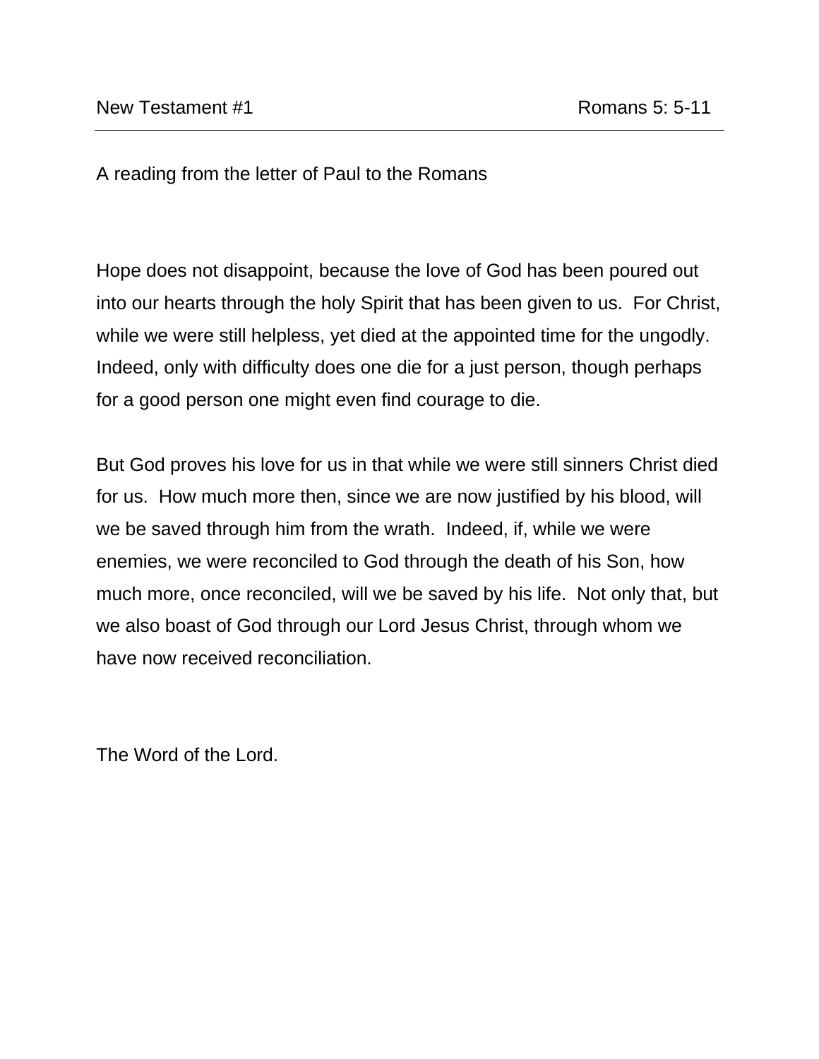New Testament #1 Romans 5: 5-11

A reading from the letter of Paul to the Romans

Hope does not disappoint, because the love of God has been poured out into our hearts through the holy Spirit that has been given to us. For Christ, while we were still helpless, yet died at the appointed time for the ungodly. Indeed, only with difficulty does one die for a just person, though perhaps for a good person one might even find courage to die.

But God proves his love for us in that while we were still sinners Christ died for us. How much more then, since we are now justified by his blood, will we be saved through him from the wrath. Indeed, if, while we were enemies, we were reconciled to God through the death of his Son, how much more, once reconciled, will we be saved by his life. Not only that, but we also boast of God through our Lord Jesus Christ, through whom we have now received reconciliation.

The Word of the Lord.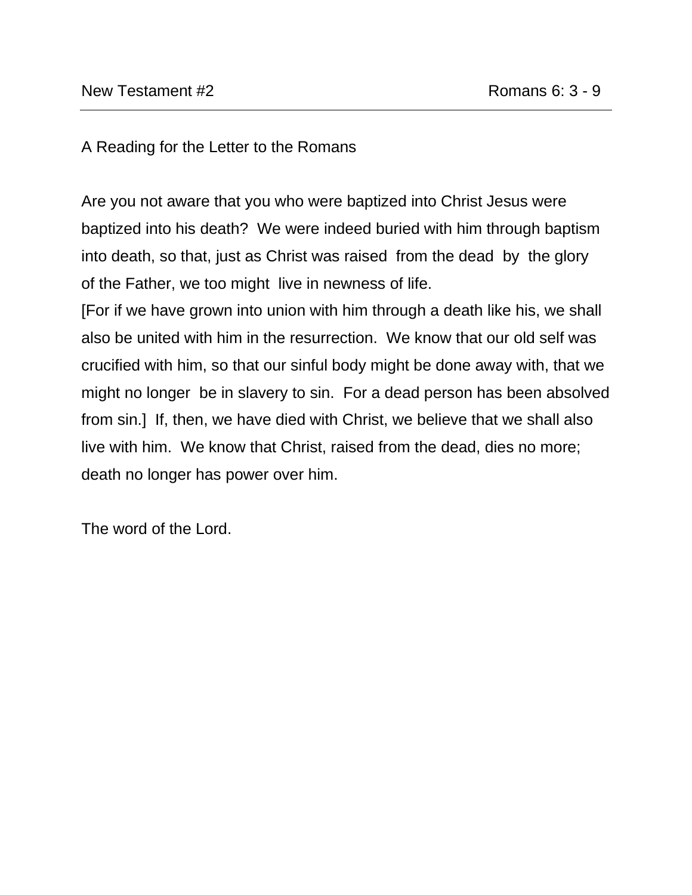New Testament #2 | Romans 6: 3 - 9

A Reading for the Letter to the Romans

Are you not aware that you who were baptized into Christ Jesus were baptized into his death? We were indeed buried with him through baptism into death, so that, just as Christ was raised from the dead by the glory of the Father, we too might live in newness of life.
[For if we have grown into union with him through a death like his, we shall also be united with him in the resurrection. We know that our old self was crucified with him, so that our sinful body might be done away with, that we might no longer be in slavery to sin. For a dead person has been absolved from sin.] If, then, we have died with Christ, we believe that we shall also live with him. We know that Christ, raised from the dead, dies no more; death no longer has power over him.

The word of the Lord.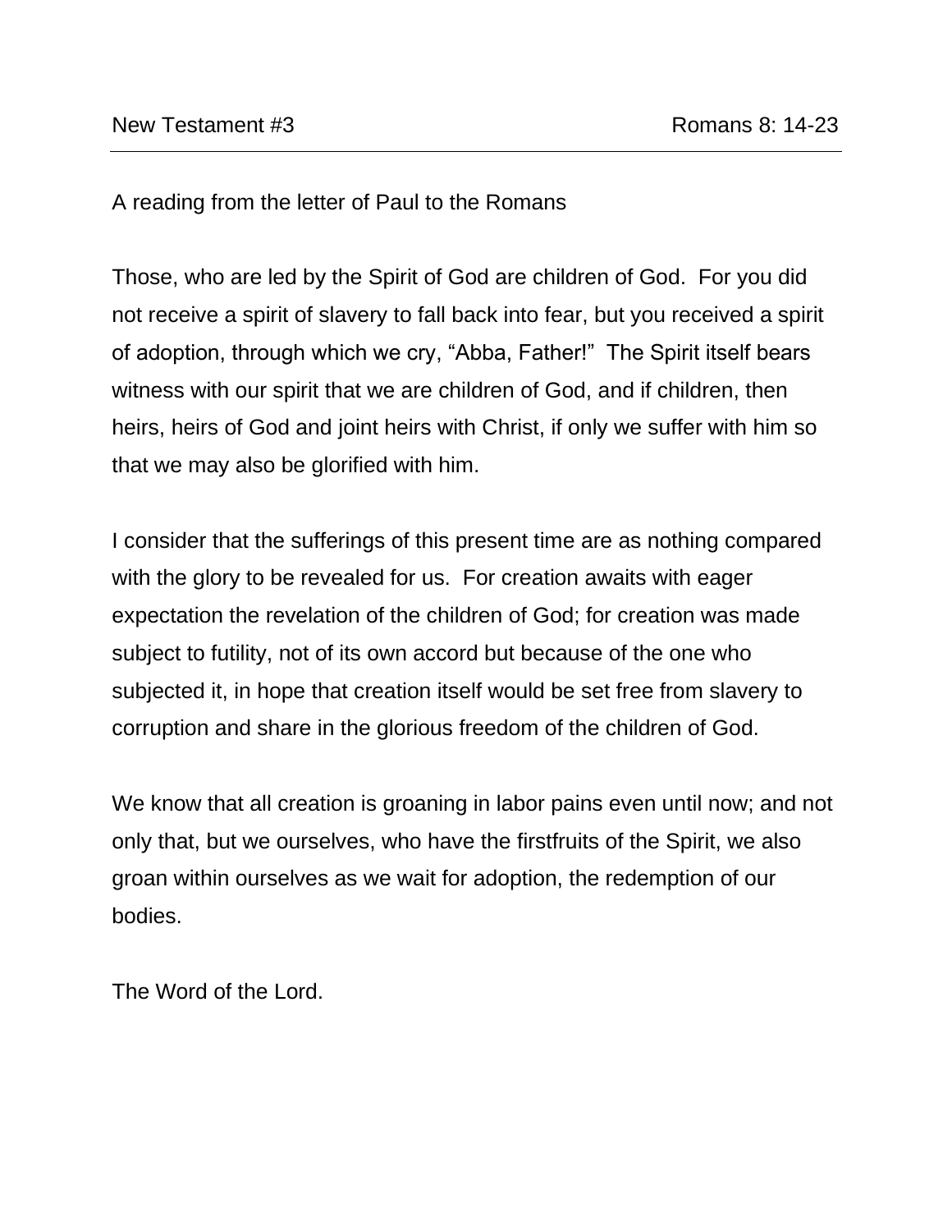New Testament #3 — Romans 8: 14-23

A reading from the letter of Paul to the Romans

Those, who are led by the Spirit of God are children of God. For you did not receive a spirit of slavery to fall back into fear, but you received a spirit of adoption, through which we cry, “Abba, Father!” The Spirit itself bears witness with our spirit that we are children of God, and if children, then heirs, heirs of God and joint heirs with Christ, if only we suffer with him so that we may also be glorified with him.

I consider that the sufferings of this present time are as nothing compared with the glory to be revealed for us. For creation awaits with eager expectation the revelation of the children of God; for creation was made subject to futility, not of its own accord but because of the one who subjected it, in hope that creation itself would be set free from slavery to corruption and share in the glorious freedom of the children of God.

We know that all creation is groaning in labor pains even until now; and not only that, but we ourselves, who have the firstfruits of the Spirit, we also groan within ourselves as we wait for adoption, the redemption of our bodies.

The Word of the Lord.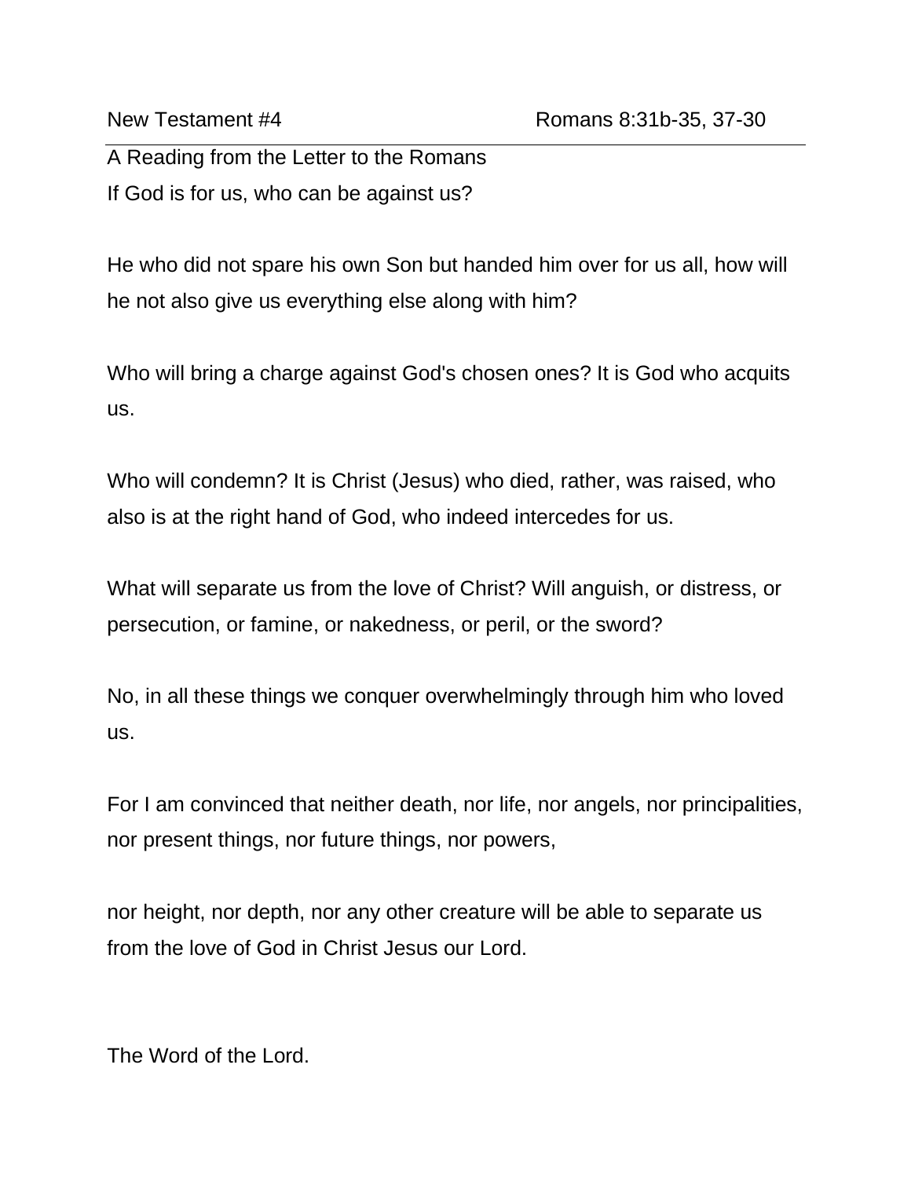New Testament #4 Romans 8:31b-35, 37-30

---

A Reading from the Letter to the Romans
If God is for us, who can be against us?

He who did not spare his own Son but handed him over for us all, how will he not also give us everything else along with him?

Who will bring a charge against God's chosen ones? It is God who acquits us.

Who will condemn? It is Christ (Jesus) who died, rather, was raised, who also is at the right hand of God, who indeed intercedes for us.

What will separate us from the love of Christ? Will anguish, or distress, or persecution, or famine, or nakedness, or peril, or the sword?

No, in all these things we conquer overwhelmingly through him who loved us.

For I am convinced that neither death, nor life, nor angels, nor principalities, nor present things, nor future things, nor powers,

nor height, nor depth, nor any other creature will be able to separate us from the love of God in Christ Jesus our Lord.

The Word of the Lord.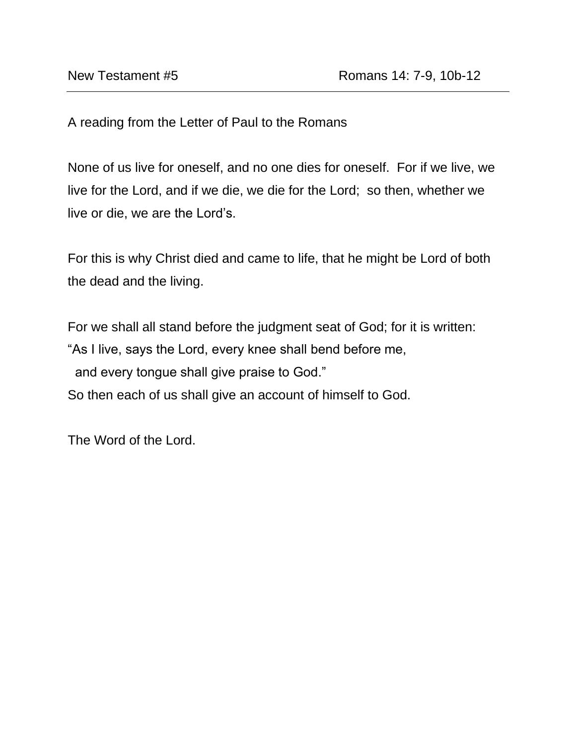New Testament #5 Romans 14: 7-9, 10b-12

---

A reading from the Letter of Paul to the Romans

None of us live for oneself, and no one dies for oneself. For if we live, we live for the Lord, and if we die, we die for the Lord; so then, whether we live or die, we are the Lord's.

For this is why Christ died and came to life, that he might be Lord of both the dead and the living.

For we shall all stand before the judgment seat of God; for it is written:
"As I live, says the Lord, every knee shall bend before me,
and every tongue shall give praise to God."
So then each of us shall give an account of himself to God.

The Word of the Lord.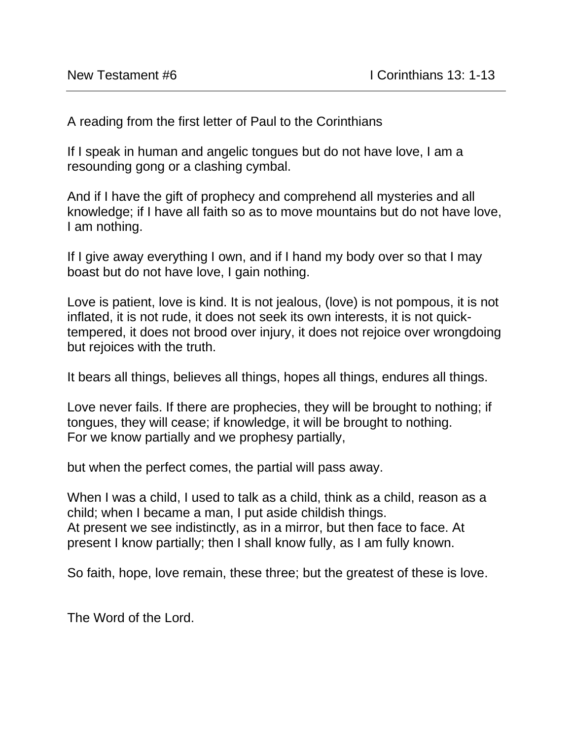New Testament #6 I Corinthians 13: 1-13

A reading from the first letter of Paul to the Corinthians

If I speak in human and angelic tongues but do not have love, I am a resounding gong or a clashing cymbal.

And if I have the gift of prophecy and comprehend all mysteries and all knowledge; if I have all faith so as to move mountains but do not have love, I am nothing.

If I give away everything I own, and if I hand my body over so that I may boast but do not have love, I gain nothing.

Love is patient, love is kind. It is not jealous, (love) is not pompous, it is not inflated, it is not rude, it does not seek its own interests, it is not quick-tempered, it does not brood over injury, it does not rejoice over wrongdoing but rejoices with the truth.

It bears all things, believes all things, hopes all things, endures all things.

Love never fails. If there are prophecies, they will be brought to nothing; if tongues, they will cease; if knowledge, it will be brought to nothing.
For we know partially and we prophesy partially,

but when the perfect comes, the partial will pass away.

When I was a child, I used to talk as a child, think as a child, reason as a child; when I became a man, I put aside childish things.
At present we see indistinctly, as in a mirror, but then face to face. At present I know partially; then I shall know fully, as I am fully known.

So faith, hope, love remain, these three; but the greatest of these is love.

The Word of the Lord.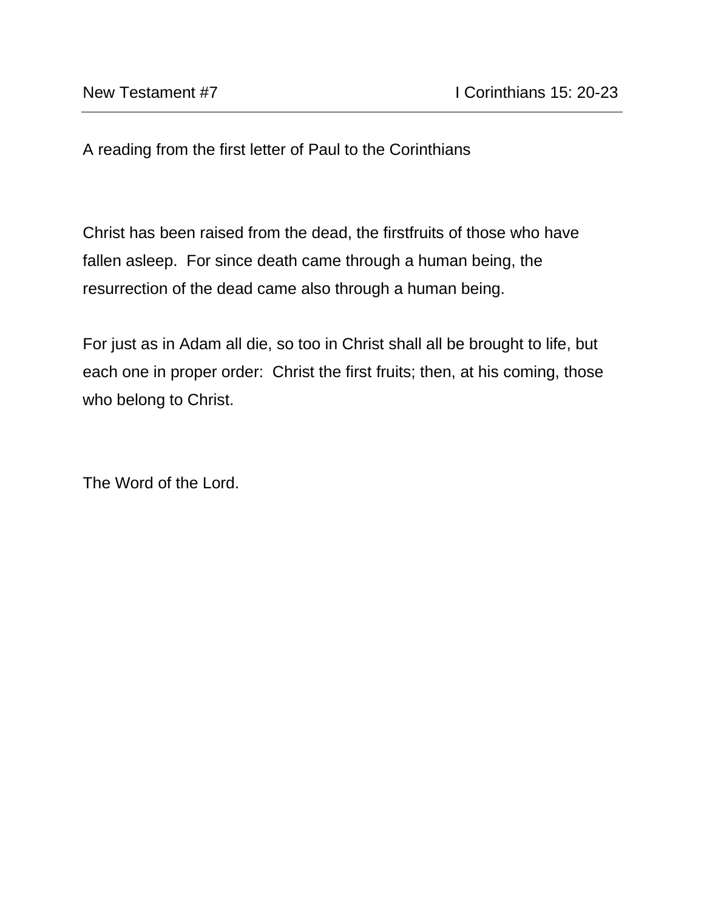New Testament #7 — I Corinthians 15: 20-23

A reading from the first letter of Paul to the Corinthians

Christ has been raised from the dead, the firstfruits of those who have fallen asleep. For since death came through a human being, the resurrection of the dead came also through a human being.

For just as in Adam all die, so too in Christ shall all be brought to life, but each one in proper order: Christ the first fruits; then, at his coming, those who belong to Christ.

The Word of the Lord.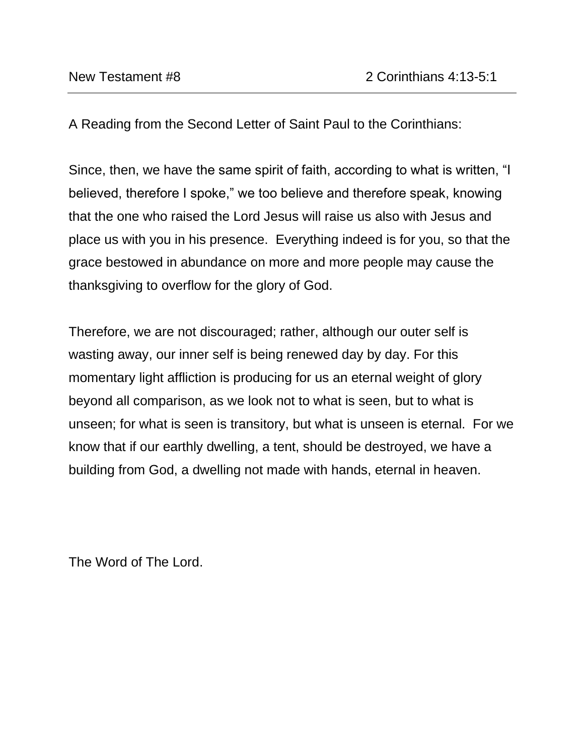New Testament #8 2 Corinthians 4:13-5:1

A Reading from the Second Letter of Saint Paul to the Corinthians:

Since, then, we have the same spirit of faith, according to what is written, "I believed, therefore I spoke," we too believe and therefore speak, knowing that the one who raised the Lord Jesus will raise us also with Jesus and place us with you in his presence. Everything indeed is for you, so that the grace bestowed in abundance on more and more people may cause the thanksgiving to overflow for the glory of God.

Therefore, we are not discouraged; rather, although our outer self is wasting away, our inner self is being renewed day by day. For this momentary light affliction is producing for us an eternal weight of glory beyond all comparison, as we look not to what is seen, but to what is unseen; for what is seen is transitory, but what is unseen is eternal. For we know that if our earthly dwelling, a tent, should be destroyed, we have a building from God, a dwelling not made with hands, eternal in heaven.

The Word of The Lord.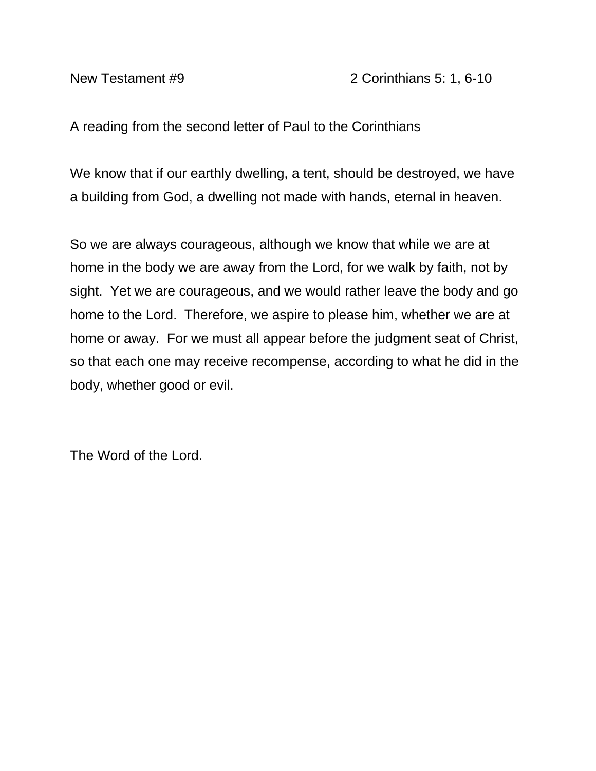New Testament #9 2 Corinthians 5: 1, 6-10

A reading from the second letter of Paul to the Corinthians

We know that if our earthly dwelling, a tent, should be destroyed, we have a building from God, a dwelling not made with hands, eternal in heaven.

So we are always courageous, although we know that while we are at home in the body we are away from the Lord, for we walk by faith, not by sight. Yet we are courageous, and we would rather leave the body and go home to the Lord. Therefore, we aspire to please him, whether we are at home or away. For we must all appear before the judgment seat of Christ, so that each one may receive recompense, according to what he did in the body, whether good or evil.

The Word of the Lord.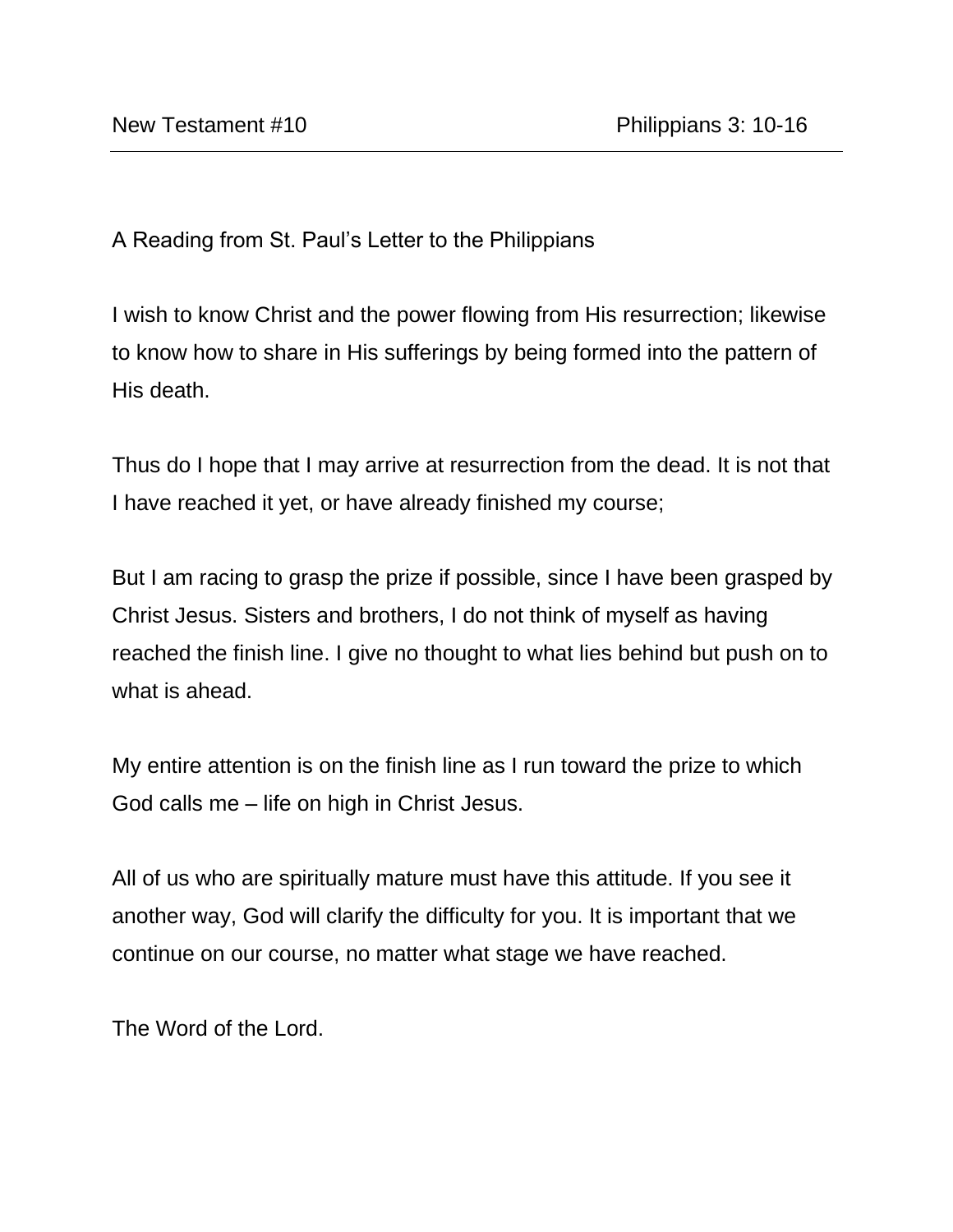New Testament #10 Philippians 3: 10-16

A Reading from St. Paul's Letter to the Philippians

I wish to know Christ and the power flowing from His resurrection; likewise to know how to share in His sufferings by being formed into the pattern of His death.

Thus do I hope that I may arrive at resurrection from the dead. It is not that I have reached it yet, or have already finished my course;

But I am racing to grasp the prize if possible, since I have been grasped by Christ Jesus. Sisters and brothers, I do not think of myself as having reached the finish line. I give no thought to what lies behind but push on to what is ahead.

My entire attention is on the finish line as I run toward the prize to which God calls me – life on high in Christ Jesus.

All of us who are spiritually mature must have this attitude. If you see it another way, God will clarify the difficulty for you. It is important that we continue on our course, no matter what stage we have reached.

The Word of the Lord.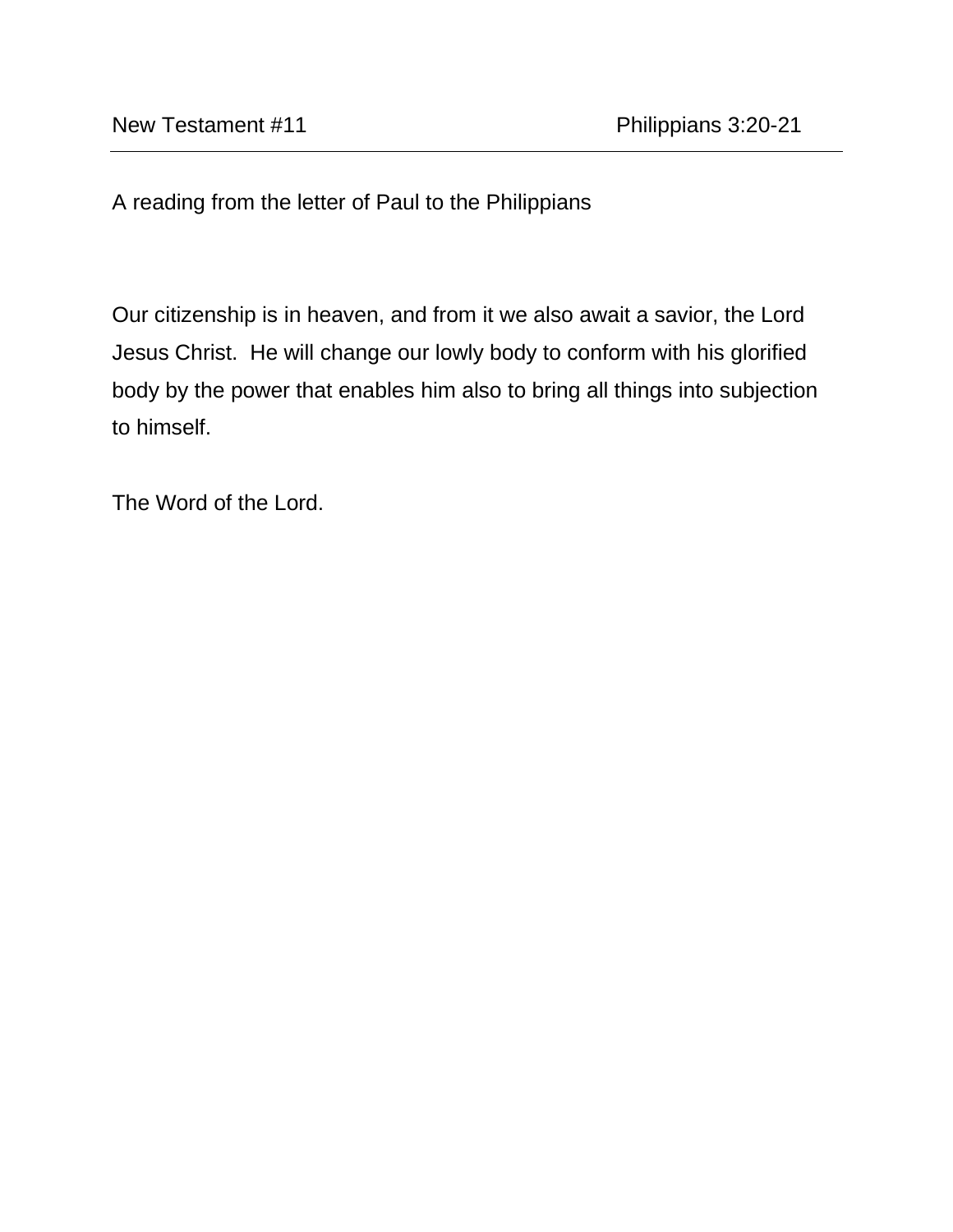New Testament #11 | Philippians 3:20-21

A reading from the letter of Paul to the Philippians

Our citizenship is in heaven, and from it we also await a savior, the Lord Jesus Christ.  He will change our lowly body to conform with his glorified body by the power that enables him also to bring all things into subjection to himself.

The Word of the Lord.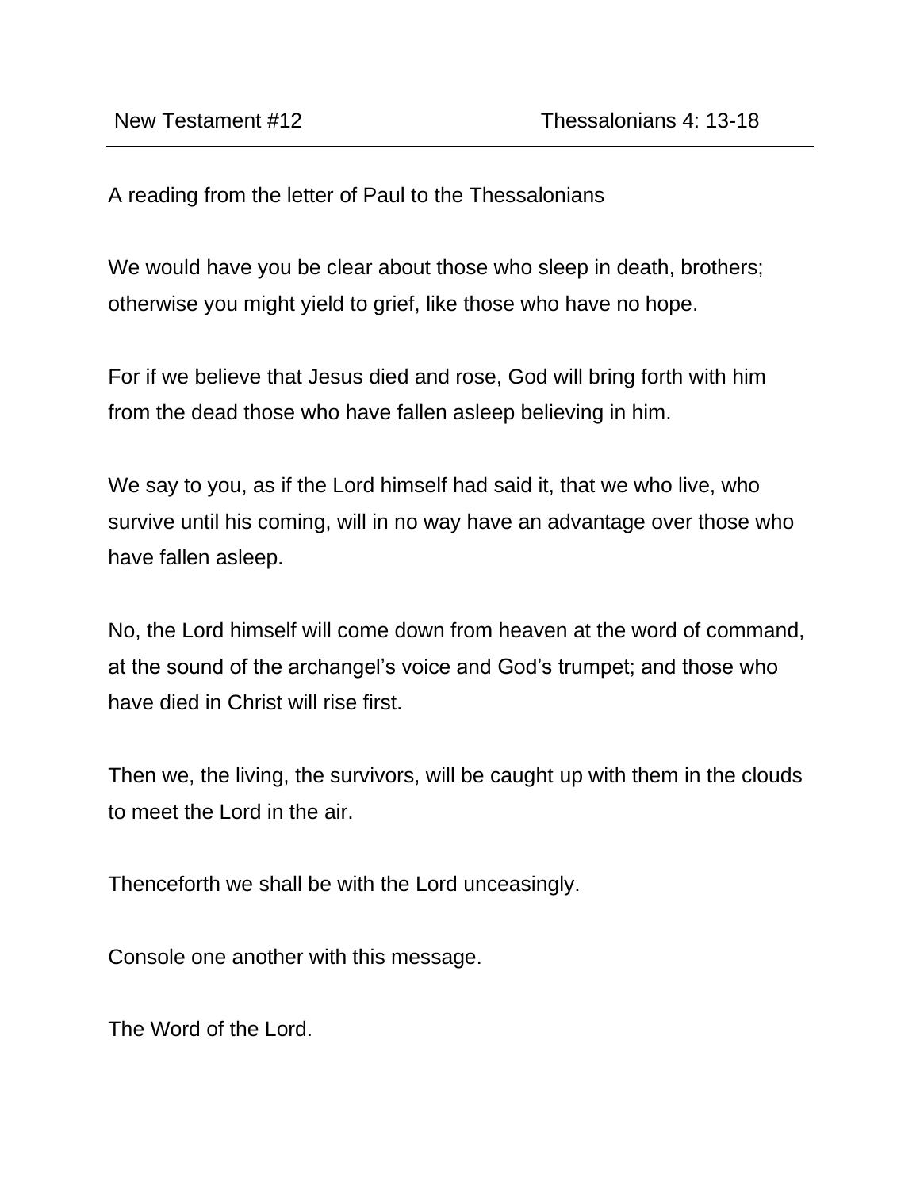New Testament #12 — Thessalonians 4: 13-18

A reading from the letter of Paul to the Thessalonians

We would have you be clear about those who sleep in death, brothers; otherwise you might yield to grief, like those who have no hope.

For if we believe that Jesus died and rose, God will bring forth with him from the dead those who have fallen asleep believing in him.

We say to you, as if the Lord himself had said it, that we who live, who survive until his coming, will in no way have an advantage over those who have fallen asleep.

No, the Lord himself will come down from heaven at the word of command, at the sound of the archangel's voice and God's trumpet; and those who have died in Christ will rise first.

Then we, the living, the survivors, will be caught up with them in the clouds to meet the Lord in the air.

Thenceforth we shall be with the Lord unceasingly.

Console one another with this message.

The Word of the Lord.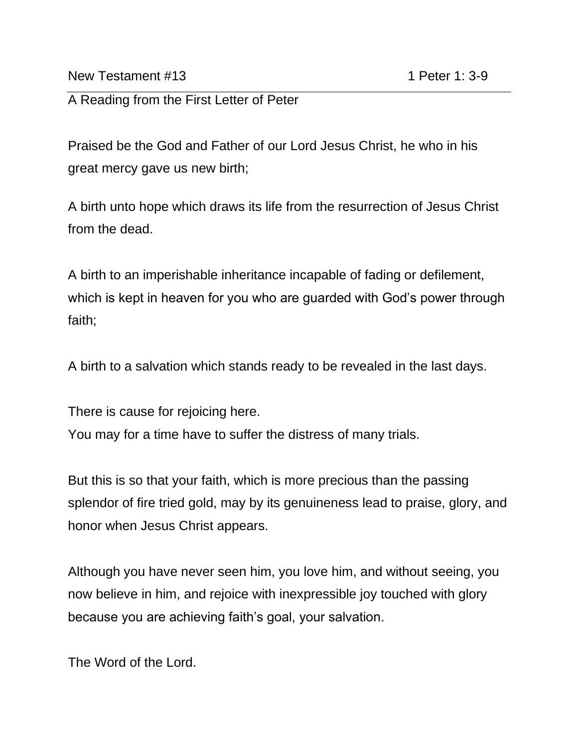New Testament #13 1 Peter 1: 3-9

A Reading from the First Letter of Peter

Praised be the God and Father of our Lord Jesus Christ, he who in his great mercy gave us new birth;

A birth unto hope which draws its life from the resurrection of Jesus Christ from the dead.

A birth to an imperishable inheritance incapable of fading or defilement, which is kept in heaven for you who are guarded with God's power through faith;

A birth to a salvation which stands ready to be revealed in the last days.

There is cause for rejoicing here.
You may for a time have to suffer the distress of many trials.

But this is so that your faith, which is more precious than the passing splendor of fire tried gold, may by its genuineness lead to praise, glory, and honor when Jesus Christ appears.

Although you have never seen him, you love him, and without seeing, you now believe in him, and rejoice with inexpressible joy touched with glory because you are achieving faith's goal, your salvation.

The Word of the Lord.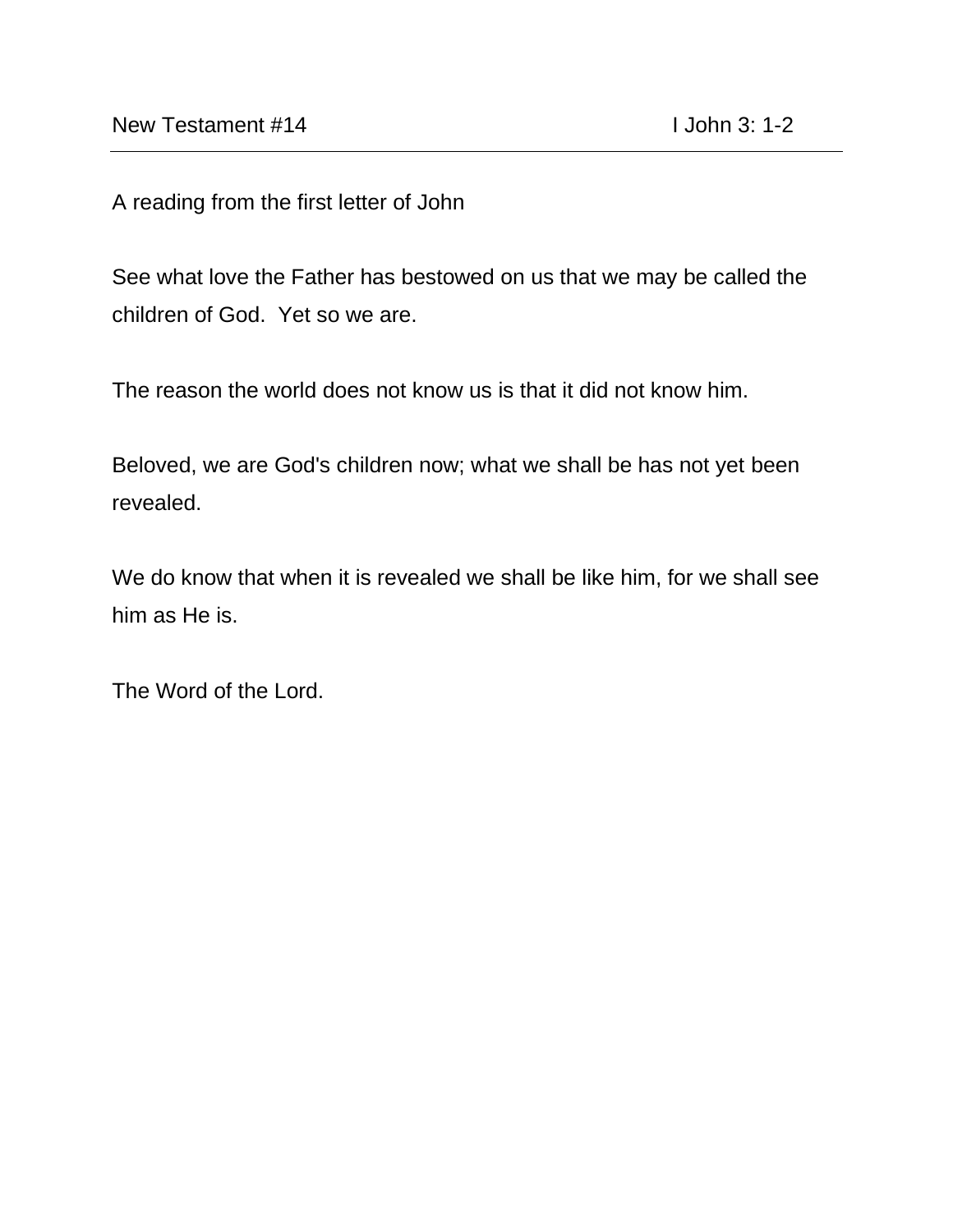New Testament #14 I John 3: 1-2

---

A reading from the first letter of John

See what love the Father has bestowed on us that we may be called the children of God.  Yet so we are.

The reason the world does not know us is that it did not know him.

Beloved, we are God's children now; what we shall be has not yet been revealed.

We do know that when it is revealed we shall be like him, for we shall see him as He is.

The Word of the Lord.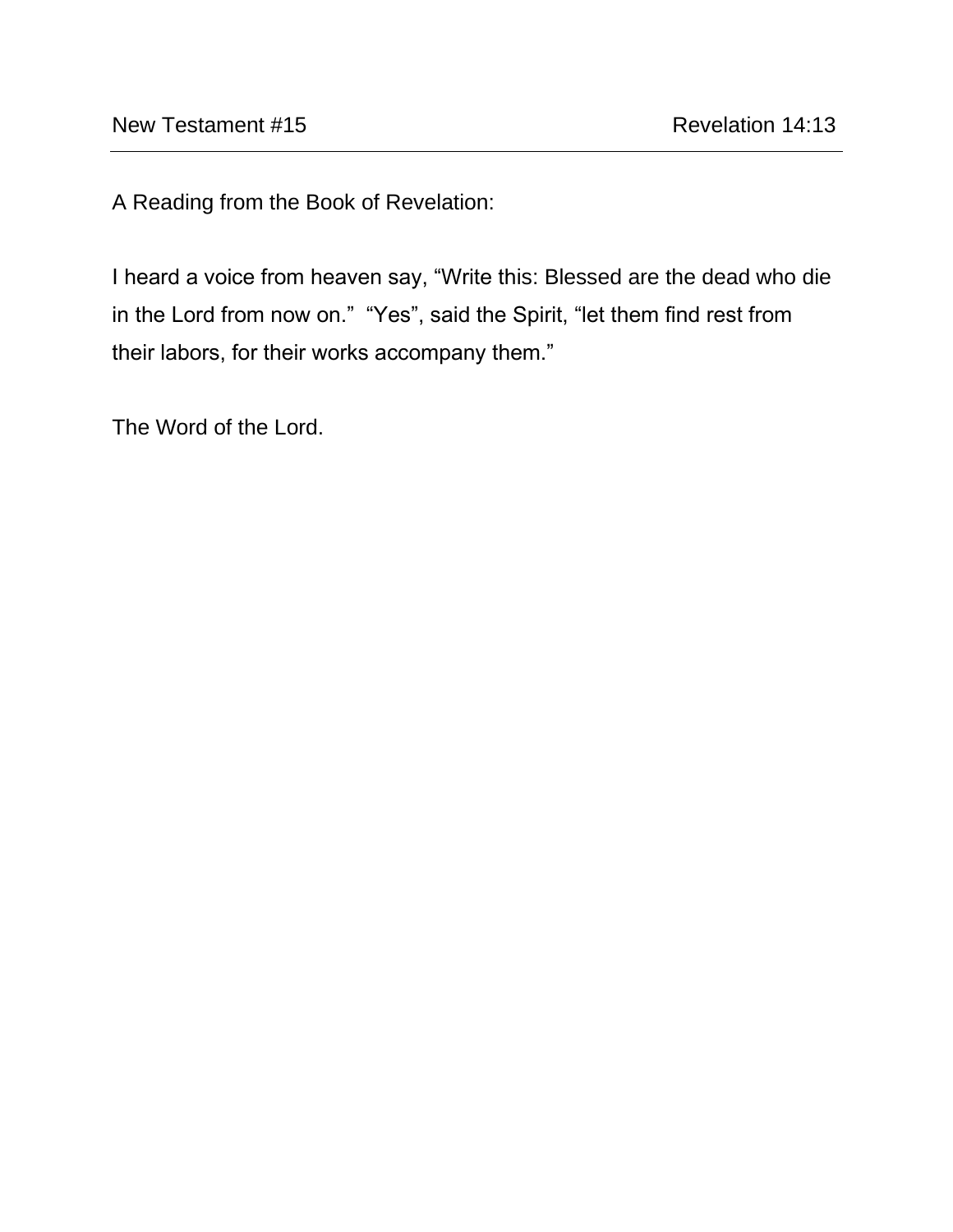New Testament #15 Revelation 14:13

A Reading from the Book of Revelation:

I heard a voice from heaven say, "Write this: Blessed are the dead who die in the Lord from now on." "Yes", said the Spirit, "let them find rest from their labors, for their works accompany them."

The Word of the Lord.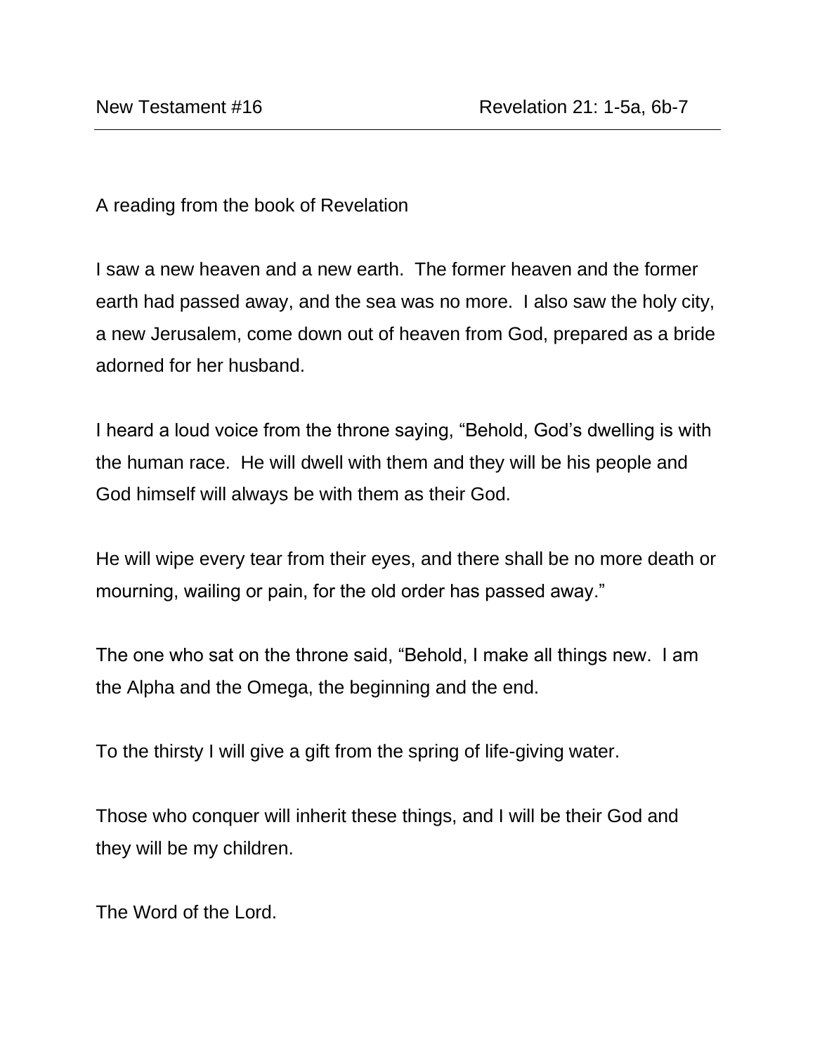New Testament #16 Revelation 21: 1-5a, 6b-7

A reading from the book of Revelation

I saw a new heaven and a new earth.  The former heaven and the former earth had passed away, and the sea was no more.  I also saw the holy city, a new Jerusalem, come down out of heaven from God, prepared as a bride adorned for her husband.

I heard a loud voice from the throne saying, "Behold, God's dwelling is with the human race.  He will dwell with them and they will be his people and God himself will always be with them as their God.

He will wipe every tear from their eyes, and there shall be no more death or mourning, wailing or pain, for the old order has passed away."

The one who sat on the throne said, "Behold, I make all things new.  I am the Alpha and the Omega, the beginning and the end.

To the thirsty I will give a gift from the spring of life-giving water.

Those who conquer will inherit these things, and I will be their God and they will be my children.

The Word of the Lord.